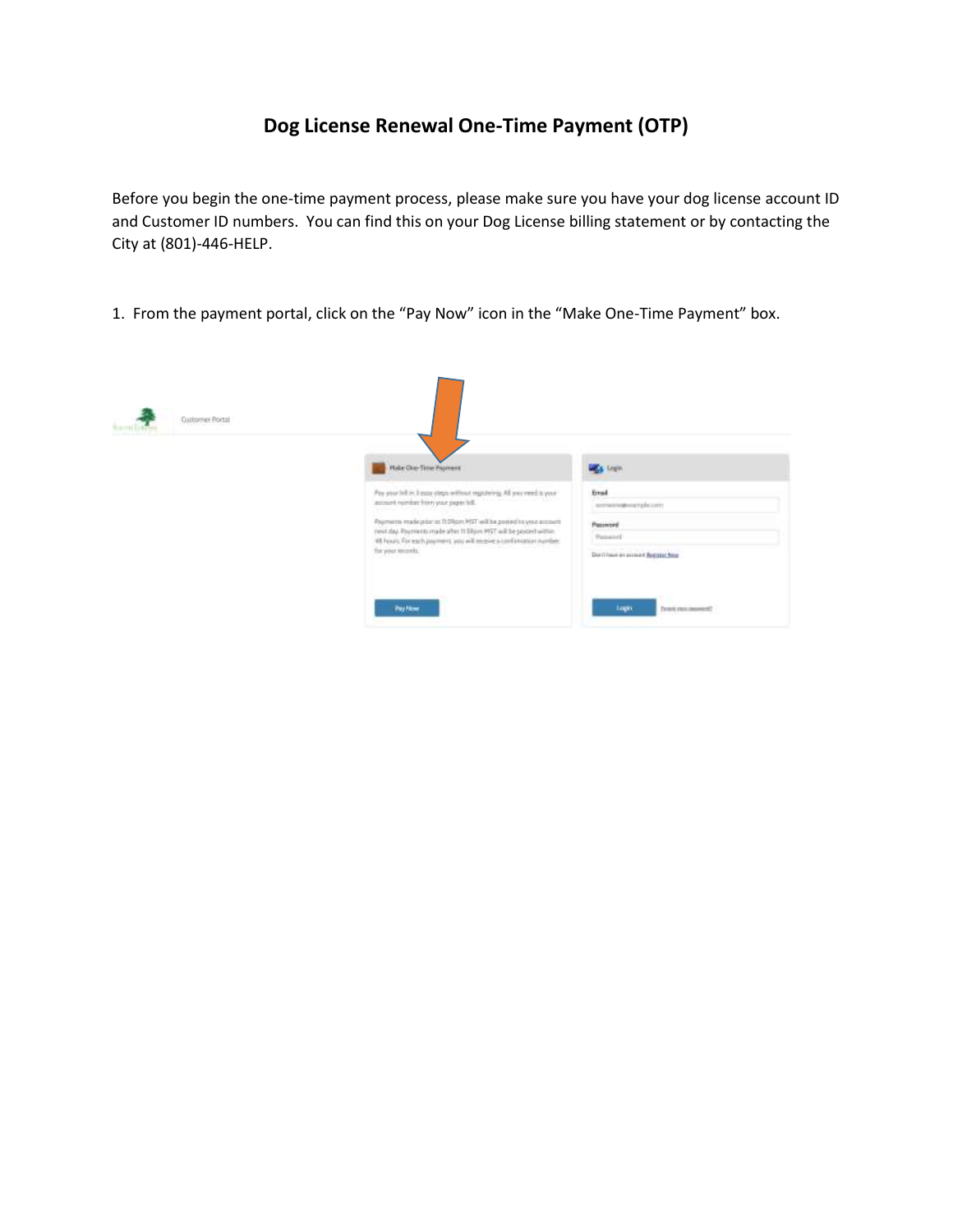# Dog License Renewal One-Time Payment (OTP)

Before you begin the one-time payment process, please make sure you have your dog license account ID and Customer ID numbers. You can find this on your Dog License billing statement or by contacting the City at (801)-446-HELP.

1. From the payment portal, click on the "Pay Now" icon in the "Make One-Time Payment" box.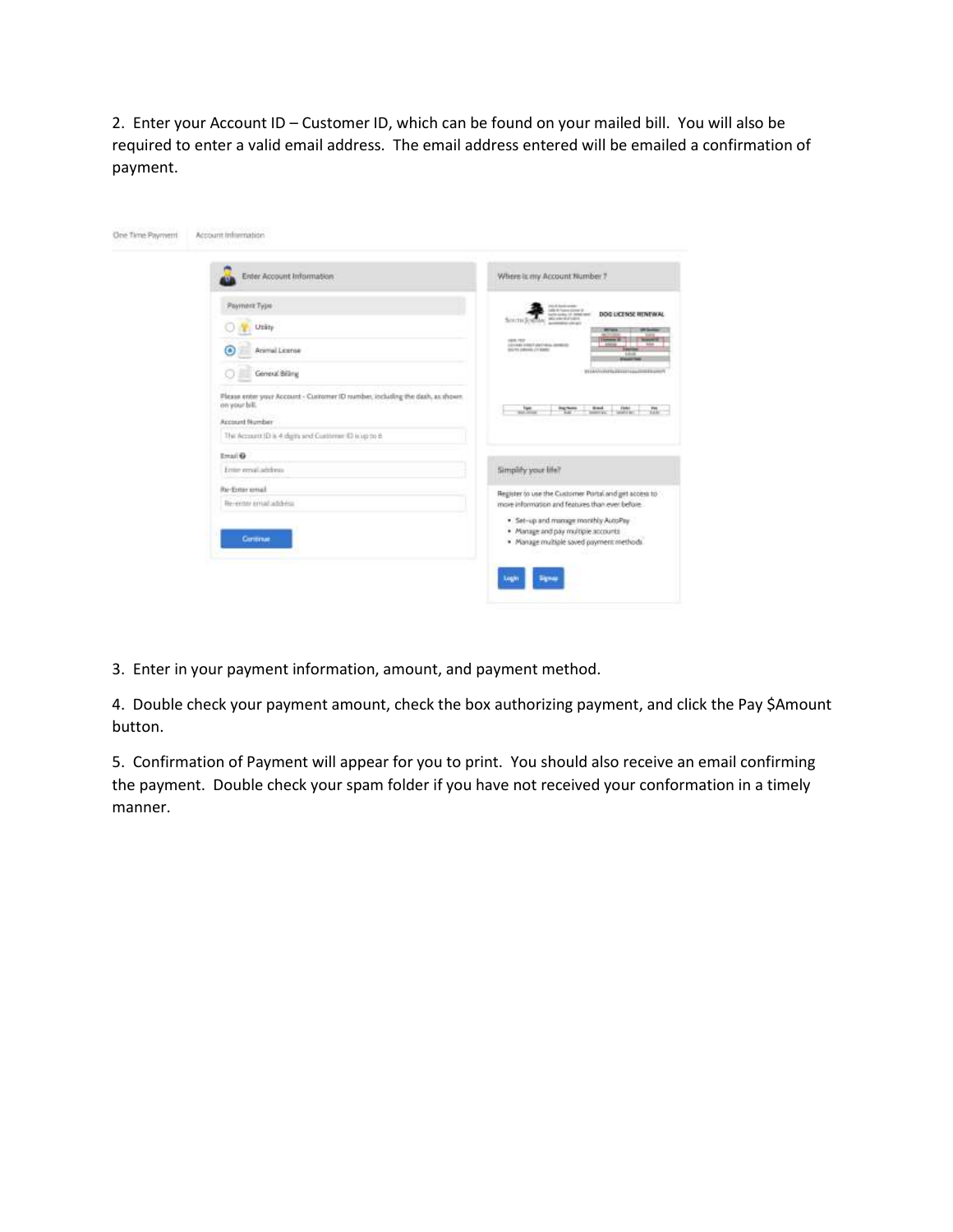2. Enter your Account ID – Customer ID, which can be found on your mailed bill. You will also be required to enter a valid email address. The email address entered will be emailed a confirmation of payment.

3. Enter in your payment information, amount, and payment method.

4. Double check your payment amount, check the box authorizing payment, and click the Pay $Amount button.

5. Confirmation of Payment will appear for you to print. You should also receive an email confirming the payment. Double check your spam folder if you have not received your conformation in a timely manner.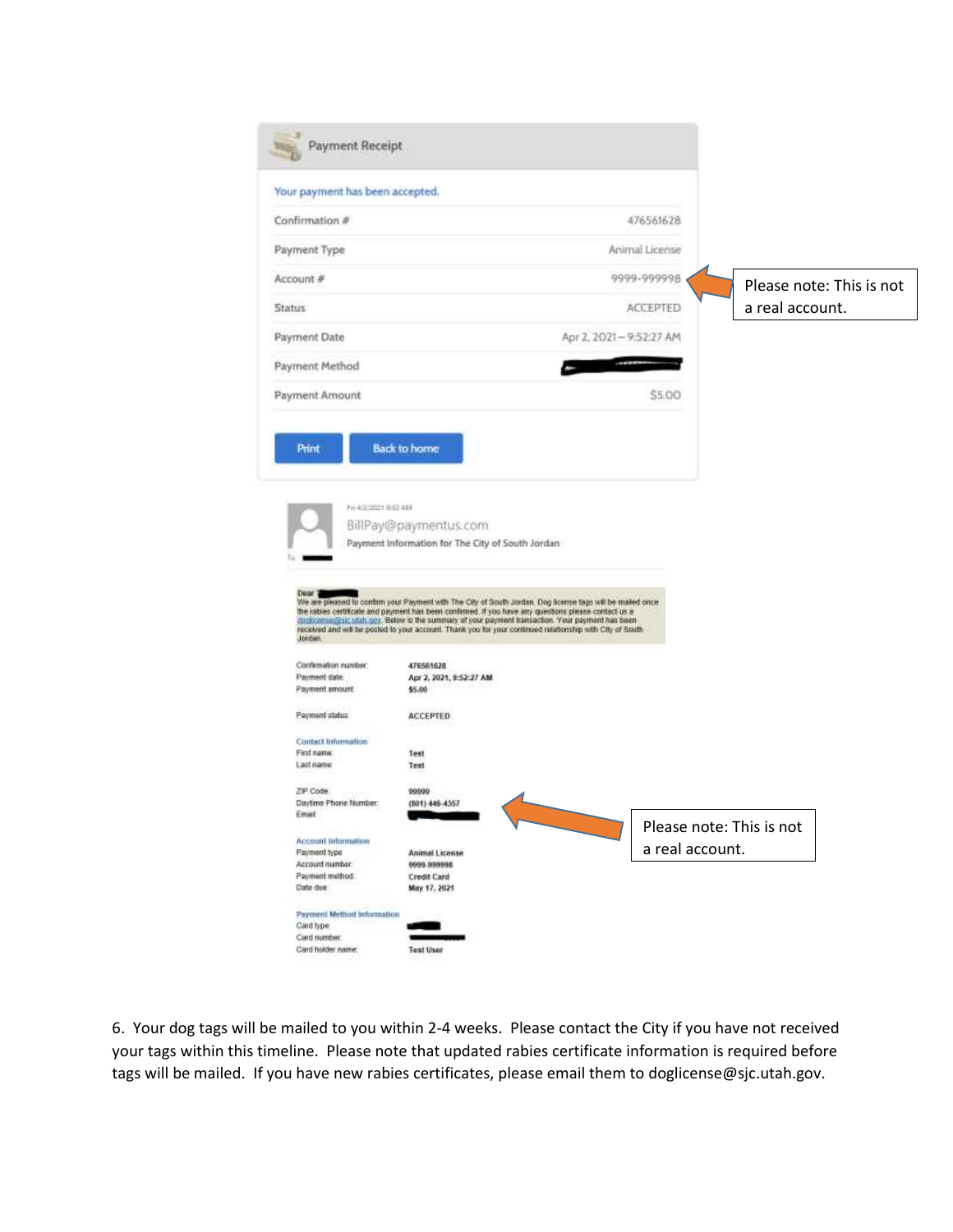## Payment Receipt

Your payment has been accepted.

| | |
|---|---|
| Confirmation # | 476561628 |
| Payment Type | Animal License |
| Account # | 9999-999998 |
| Status | ACCEPTED |
| Payment Date | Apr 2, 2021 – 9:52:27 AM |
| Payment Method | |
| Payment Amount | $5.00 |

Print | Back to home

Please note: This is not a real account.

Fri 4/2/2021 9:53 AM

BillPay@paymentus.com

Payment Information for The City of South Jordan

To

Dear

We are pleased to confirm your Payment with The City of South Jordan. Dog license tags will be mailed once the rabies certificate and payment has been confirmed. If you have any questions please contact us a doglicense@sjc.utah.gov. Below is the summary of your payment transaction. Your payment has been received and will be posted to your account. Thank you for your continued relationship with City of South Jordan.

| | |
|---|---|
| Confirmation number: | 476561628 |
| Payment date: | Apr 2, 2021, 9:52:27 AM |
| Payment amount: | $5.00 |
| Payment status: | ACCEPTED |

**Contact Information**

| | |
|---|---|
| First name: | Test |
| Last name: | Test |
| ZIP Code: | 99999 |
| Daytime Phone Number: | (801) 446-4357 |
| Email: | |

**Account Information**

| | |
|---|---|
| Payment type: | Animal License |
| Account number: | 9999-999998 |
| Payment method: | Credit Card |
| Date due: | May 17, 2021 |

**Payment Method Information**

| | |
|---|---|
| Card type: | |
| Card number: | |
| Card holder name: | Test User |

Please note: This is not a real account.

6. Your dog tags will be mailed to you within 2-4 weeks. Please contact the City if you have not received your tags within this timeline. Please note that updated rabies certificate information is required before tags will be mailed. If you have new rabies certificates, please email them to doglicense@sjc.utah.gov.